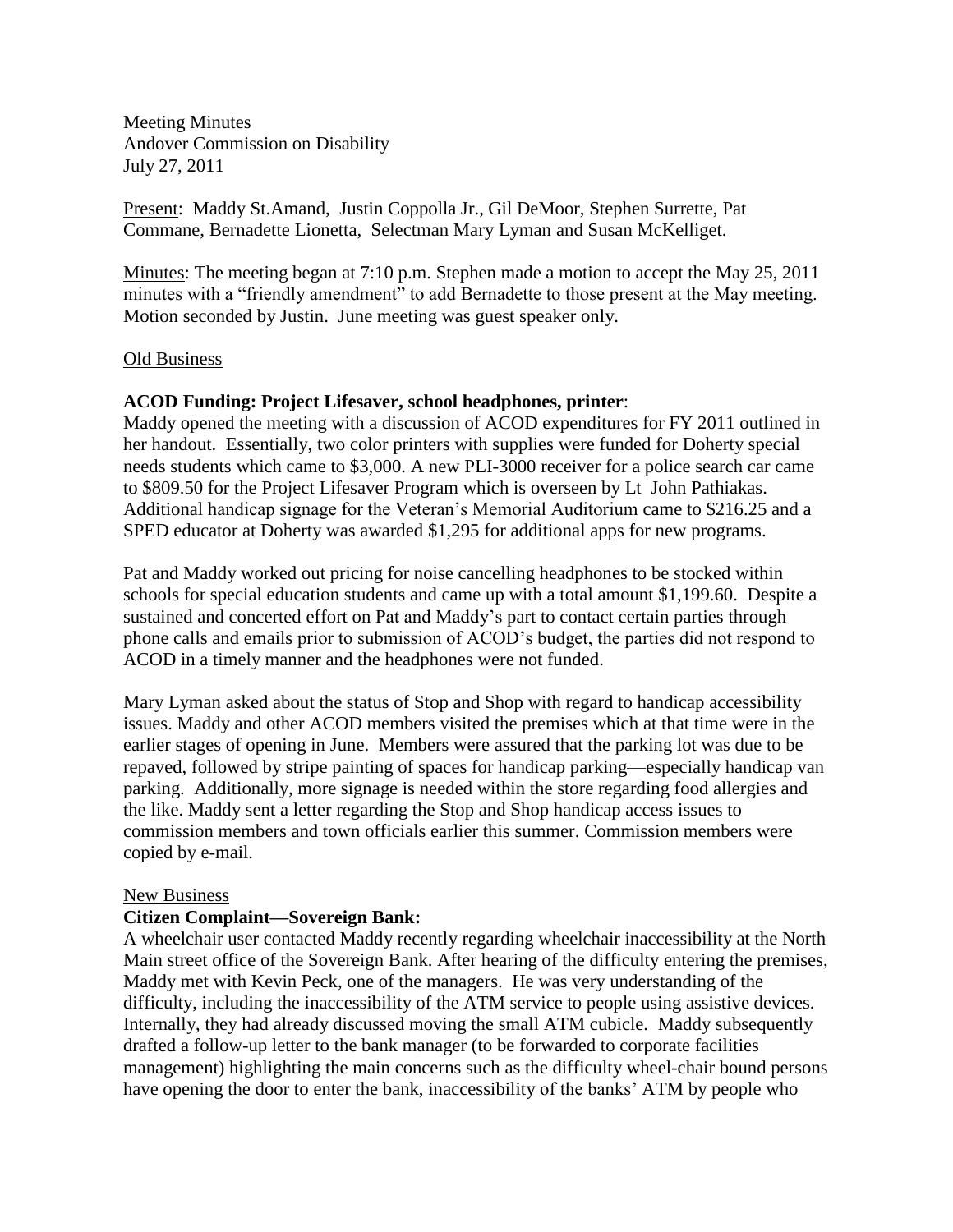Meeting Minutes
Andover Commission on Disability
July 27, 2011

Present: Maddy St.Amand, Justin Coppolla Jr., Gil DeMoor, Stephen Surrette, Pat Commane, Bernadette Lionetta, Selectman Mary Lyman and Susan McKelliget.

Minutes: The meeting began at 7:10 p.m. Stephen made a motion to accept the May 25, 2011 minutes with a "friendly amendment" to add Bernadette to those present at the May meeting. Motion seconded by Justin. June meeting was guest speaker only.

Old Business

**ACOD Funding: Project Lifesaver, school headphones, printer**:

Maddy opened the meeting with a discussion of ACOD expenditures for FY 2011 outlined in her handout. Essentially, two color printers with supplies were funded for Doherty special needs students which came to $3,000. A new PLI-3000 receiver for a police search car came to $809.50 for the Project Lifesaver Program which is overseen by Lt John Pathiakas. Additional handicap signage for the Veteran's Memorial Auditorium came to $216.25 and a SPED educator at Doherty was awarded $1,295 for additional apps for new programs.

Pat and Maddy worked out pricing for noise cancelling headphones to be stocked within schools for special education students and came up with a total amount $1,199.60. Despite a sustained and concerted effort on Pat and Maddy's part to contact certain parties through phone calls and emails prior to submission of ACOD's budget, the parties did not respond to ACOD in a timely manner and the headphones were not funded.

Mary Lyman asked about the status of Stop and Shop with regard to handicap accessibility issues. Maddy and other ACOD members visited the premises which at that time were in the earlier stages of opening in June. Members were assured that the parking lot was due to be repaved, followed by stripe painting of spaces for handicap parking—especially handicap van parking. Additionally, more signage is needed within the store regarding food allergies and the like. Maddy sent a letter regarding the Stop and Shop handicap access issues to commission members and town officials earlier this summer. Commission members were copied by e-mail.

New Business

**Citizen Complaint—Sovereign Bank:**

A wheelchair user contacted Maddy recently regarding wheelchair inaccessibility at the North Main street office of the Sovereign Bank. After hearing of the difficulty entering the premises, Maddy met with Kevin Peck, one of the managers. He was very understanding of the difficulty, including the inaccessibility of the ATM service to people using assistive devices. Internally, they had already discussed moving the small ATM cubicle. Maddy subsequently drafted a follow-up letter to the bank manager (to be forwarded to corporate facilities management) highlighting the main concerns such as the difficulty wheel-chair bound persons have opening the door to enter the bank, inaccessibility of the banks' ATM by people who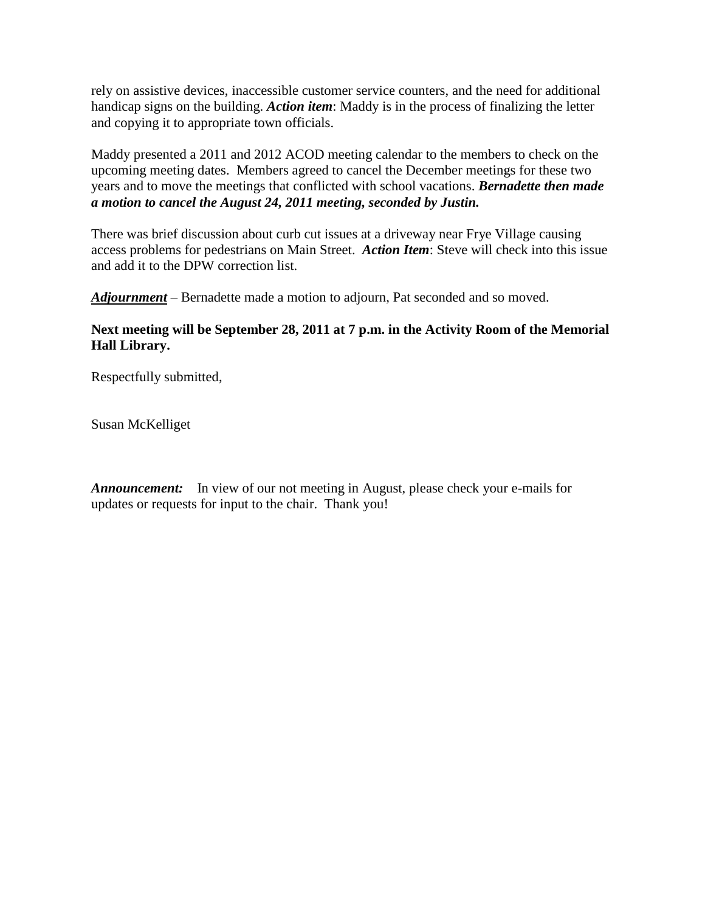rely on assistive devices, inaccessible customer service counters, and the need for additional handicap signs on the building. ***Action item***: Maddy is in the process of finalizing the letter and copying it to appropriate town officials.

Maddy presented a 2011 and 2012 ACOD meeting calendar to the members to check on the upcoming meeting dates. Members agreed to cancel the December meetings for these two years and to move the meetings that conflicted with school vacations. ***Bernadette then made a motion to cancel the August 24, 2011 meeting, seconded by Justin.***

There was brief discussion about curb cut issues at a driveway near Frye Village causing access problems for pedestrians on Main Street. ***Action Item***: Steve will check into this issue and add it to the DPW correction list.

***<u>Adjournment</u>*** – Bernadette made a motion to adjourn, Pat seconded and so moved.

**Next meeting will be September 28, 2011 at 7 p.m. in the Activity Room of the Memorial Hall Library.**

Respectfully submitted,

Susan McKelliget

***Announcement:*** In view of our not meeting in August, please check your e-mails for updates or requests for input to the chair. Thank you!